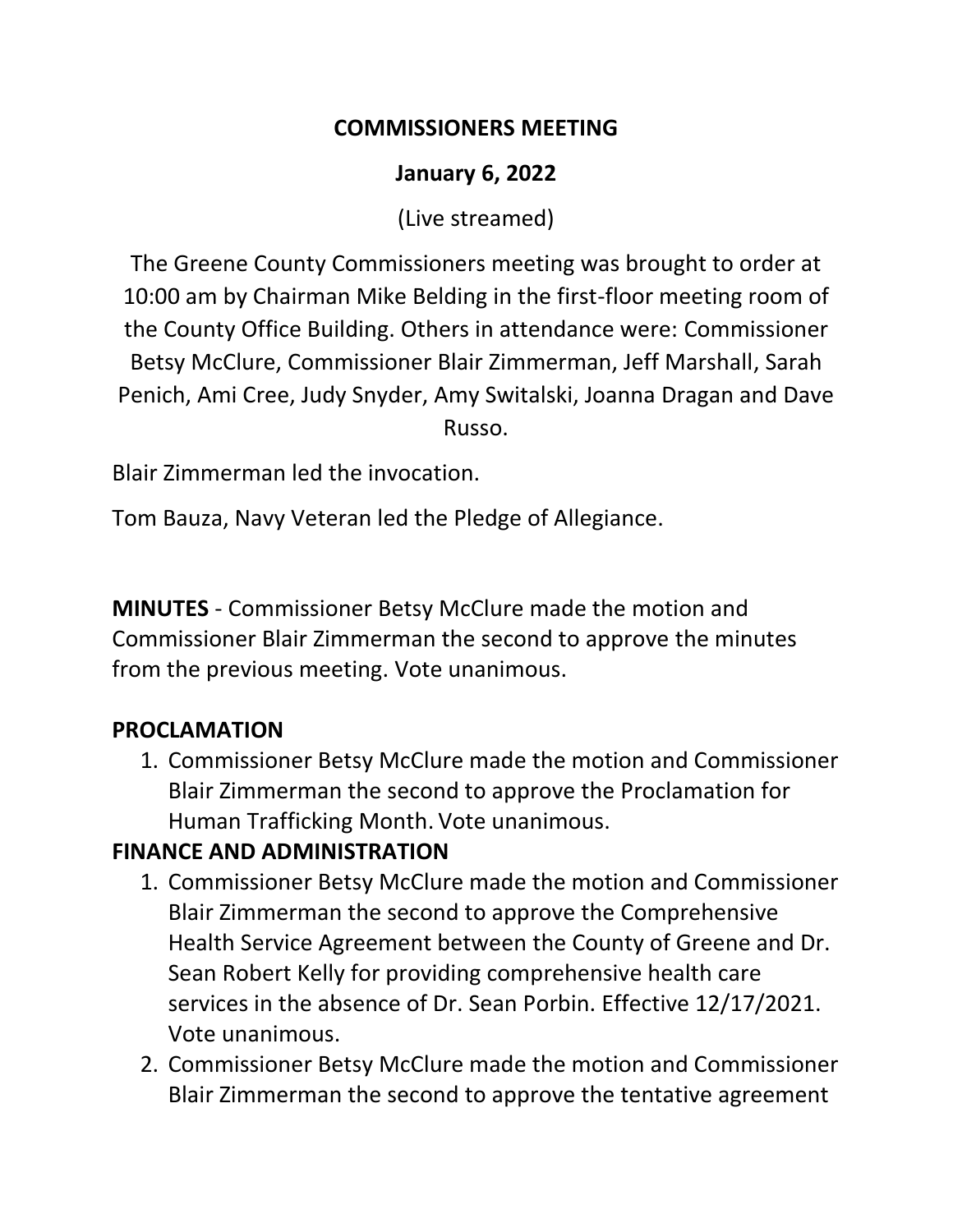# COMMISSIONERS MEETING

## January 6, 2022

(Live streamed)

The Greene County Commissioners meeting was brought to order at 10:00 am by Chairman Mike Belding in the first-floor meeting room of the County Office Building. Others in attendance were: Commissioner Betsy McClure, Commissioner Blair Zimmerman, Jeff Marshall, Sarah Penich, Ami Cree, Judy Snyder, Amy Switalski, Joanna Dragan and Dave Russo.

Blair Zimmerman led the invocation.

Tom Bauza, Navy Veteran led the Pledge of Allegiance.

**MINUTES** - Commissioner Betsy McClure made the motion and Commissioner Blair Zimmerman the second to approve the minutes from the previous meeting. Vote unanimous.

**PROCLAMATION**

1. Commissioner Betsy McClure made the motion and Commissioner Blair Zimmerman the second to approve the Proclamation for Human Trafficking Month. Vote unanimous.

**FINANCE AND ADMINISTRATION**

1. Commissioner Betsy McClure made the motion and Commissioner Blair Zimmerman the second to approve the Comprehensive Health Service Agreement between the County of Greene and Dr. Sean Robert Kelly for providing comprehensive health care services in the absence of Dr. Sean Porbin. Effective 12/17/2021. Vote unanimous.
2. Commissioner Betsy McClure made the motion and Commissioner Blair Zimmerman the second to approve the tentative agreement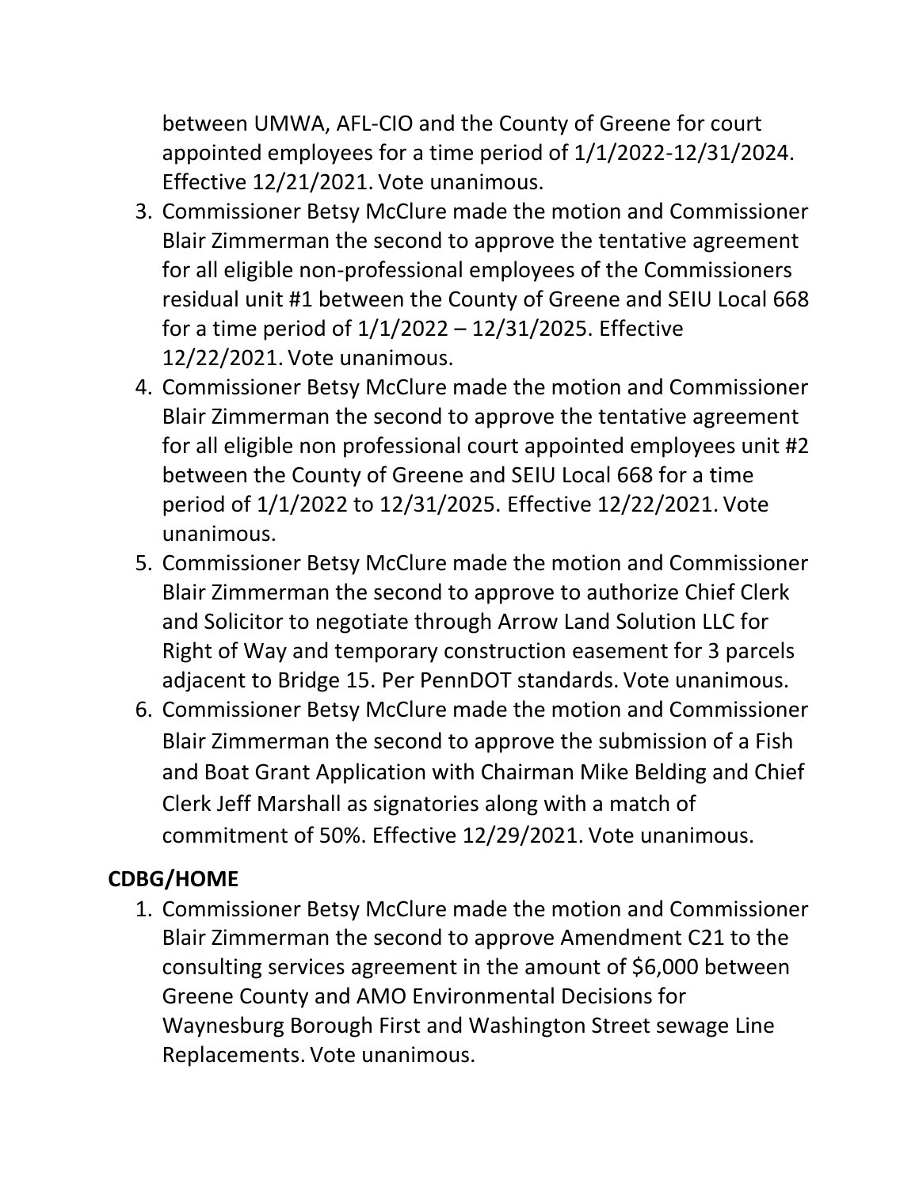between UMWA, AFL-CIO and the County of Greene for court appointed employees for a time period of 1/1/2022-12/31/2024. Effective 12/21/2021. Vote unanimous.

3. Commissioner Betsy McClure made the motion and Commissioner Blair Zimmerman the second to approve the tentative agreement for all eligible non-professional employees of the Commissioners residual unit #1 between the County of Greene and SEIU Local 668 for a time period of 1/1/2022 – 12/31/2025. Effective 12/22/2021. Vote unanimous.
4. Commissioner Betsy McClure made the motion and Commissioner Blair Zimmerman the second to approve the tentative agreement for all eligible non professional court appointed employees unit #2 between the County of Greene and SEIU Local 668 for a time period of 1/1/2022 to 12/31/2025. Effective 12/22/2021. Vote unanimous.
5. Commissioner Betsy McClure made the motion and Commissioner Blair Zimmerman the second to approve to authorize Chief Clerk and Solicitor to negotiate through Arrow Land Solution LLC for Right of Way and temporary construction easement for 3 parcels adjacent to Bridge 15. Per PennDOT standards. Vote unanimous.
6. Commissioner Betsy McClure made the motion and Commissioner Blair Zimmerman the second to approve the submission of a Fish and Boat Grant Application with Chairman Mike Belding and Chief Clerk Jeff Marshall as signatories along with a match of commitment of 50%. Effective 12/29/2021. Vote unanimous.

**CDBG/HOME**

1. Commissioner Betsy McClure made the motion and Commissioner Blair Zimmerman the second to approve Amendment C21 to the consulting services agreement in the amount of $6,000 between Greene County and AMO Environmental Decisions for Waynesburg Borough First and Washington Street sewage Line Replacements. Vote unanimous.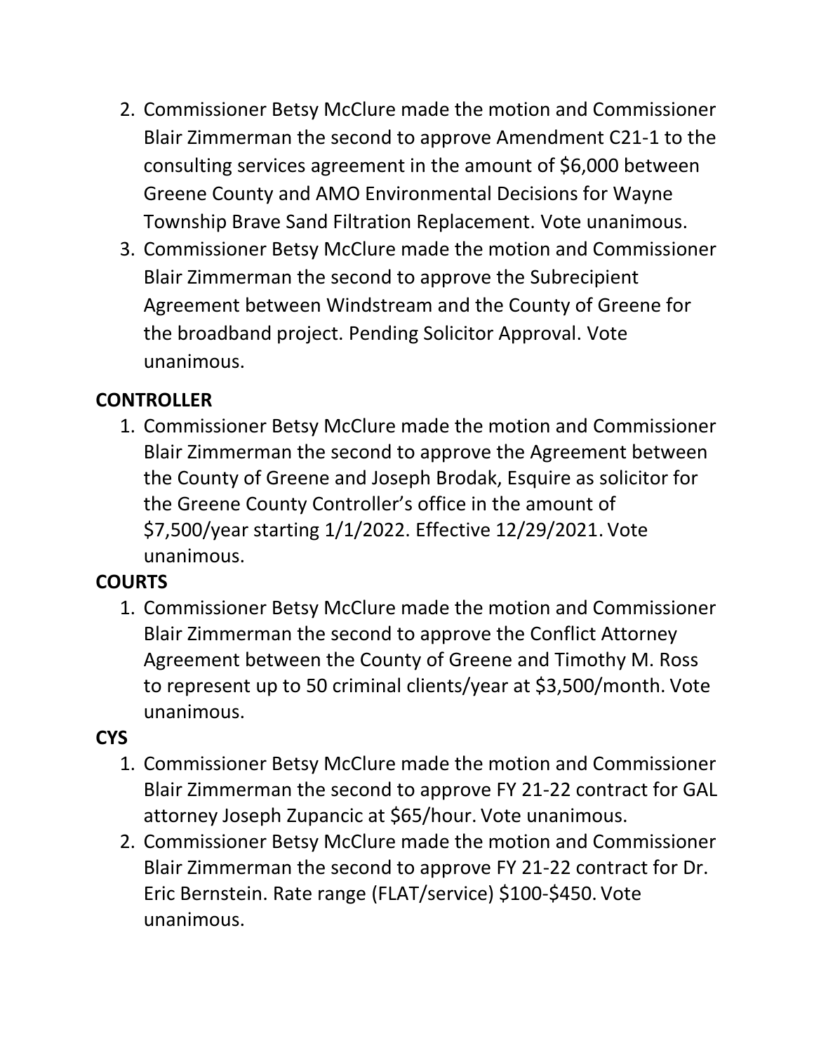2. Commissioner Betsy McClure made the motion and Commissioner Blair Zimmerman the second to approve Amendment C21-1 to the consulting services agreement in the amount of $6,000 between Greene County and AMO Environmental Decisions for Wayne Township Brave Sand Filtration Replacement. Vote unanimous.
3. Commissioner Betsy McClure made the motion and Commissioner Blair Zimmerman the second to approve the Subrecipient Agreement between Windstream and the County of Greene for the broadband project. Pending Solicitor Approval. Vote unanimous.

**CONTROLLER**

1. Commissioner Betsy McClure made the motion and Commissioner Blair Zimmerman the second to approve the Agreement between the County of Greene and Joseph Brodak, Esquire as solicitor for the Greene County Controller's office in the amount of $7,500/year starting 1/1/2022. Effective 12/29/2021. Vote unanimous.

**COURTS**

1. Commissioner Betsy McClure made the motion and Commissioner Blair Zimmerman the second to approve the Conflict Attorney Agreement between the County of Greene and Timothy M. Ross to represent up to 50 criminal clients/year at $3,500/month. Vote unanimous.

**CYS**

1. Commissioner Betsy McClure made the motion and Commissioner Blair Zimmerman the second to approve FY 21-22 contract for GAL attorney Joseph Zupancic at $65/hour. Vote unanimous.
2. Commissioner Betsy McClure made the motion and Commissioner Blair Zimmerman the second to approve FY 21-22 contract for Dr. Eric Bernstein. Rate range (FLAT/service) $100-$450. Vote unanimous.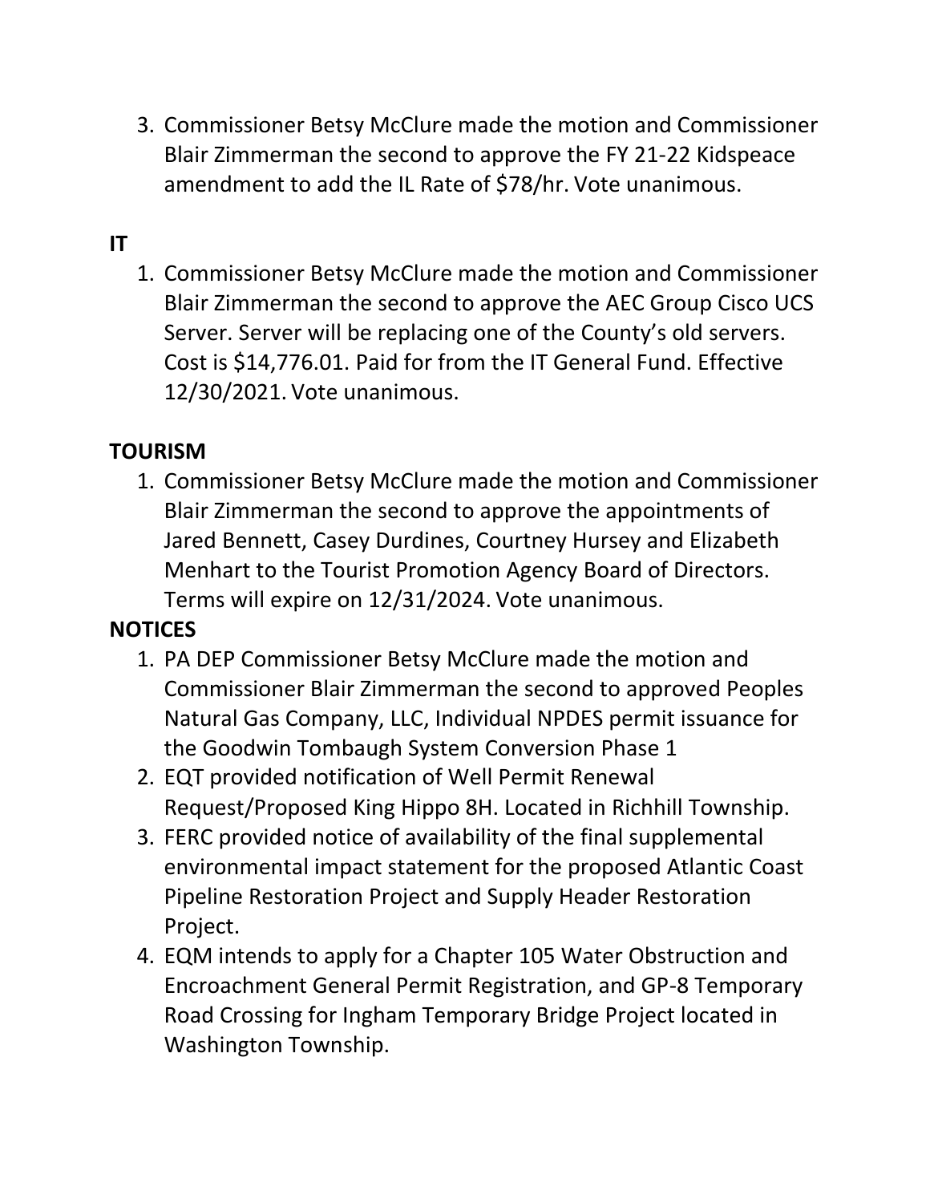3. Commissioner Betsy McClure made the motion and Commissioner Blair Zimmerman the second to approve the FY 21-22 Kidspeace amendment to add the IL Rate of $78/hr. Vote unanimous.

**IT**

1. Commissioner Betsy McClure made the motion and Commissioner Blair Zimmerman the second to approve the AEC Group Cisco UCS Server. Server will be replacing one of the County's old servers. Cost is $14,776.01. Paid for from the IT General Fund. Effective 12/30/2021. Vote unanimous.

**TOURISM**

1. Commissioner Betsy McClure made the motion and Commissioner Blair Zimmerman the second to approve the appointments of Jared Bennett, Casey Durdines, Courtney Hursey and Elizabeth Menhart to the Tourist Promotion Agency Board of Directors. Terms will expire on 12/31/2024. Vote unanimous.

**NOTICES**

1. PA DEP Commissioner Betsy McClure made the motion and Commissioner Blair Zimmerman the second to approved Peoples Natural Gas Company, LLC, Individual NPDES permit issuance for the Goodwin Tombaugh System Conversion Phase 1
2. EQT provided notification of Well Permit Renewal Request/Proposed King Hippo 8H. Located in Richhill Township.
3. FERC provided notice of availability of the final supplemental environmental impact statement for the proposed Atlantic Coast Pipeline Restoration Project and Supply Header Restoration Project.
4. EQM intends to apply for a Chapter 105 Water Obstruction and Encroachment General Permit Registration, and GP-8 Temporary Road Crossing for Ingham Temporary Bridge Project located in Washington Township.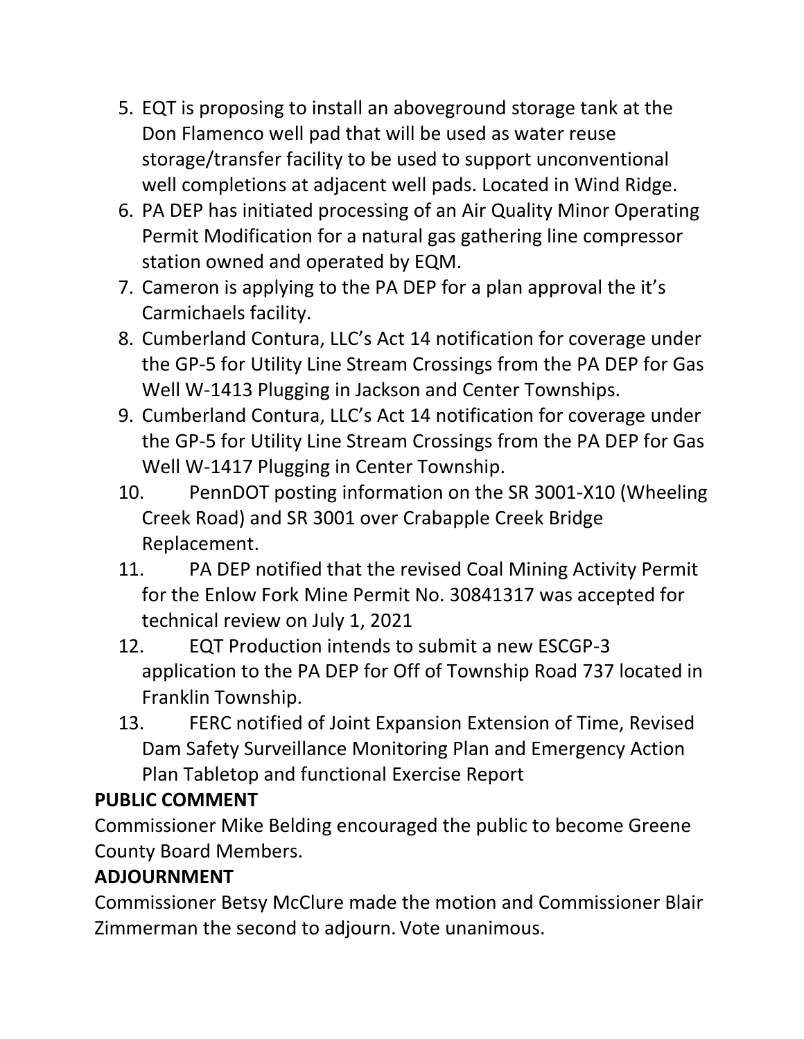5. EQT is proposing to install an aboveground storage tank at the Don Flamenco well pad that will be used as water reuse storage/transfer facility to be used to support unconventional well completions at adjacent well pads. Located in Wind Ridge.
6. PA DEP has initiated processing of an Air Quality Minor Operating Permit Modification for a natural gas gathering line compressor station owned and operated by EQM.
7. Cameron is applying to the PA DEP for a plan approval the it's Carmichaels facility.
8. Cumberland Contura, LLC's Act 14 notification for coverage under the GP-5 for Utility Line Stream Crossings from the PA DEP for Gas Well W-1413 Plugging in Jackson and Center Townships.
9. Cumberland Contura, LLC's Act 14 notification for coverage under the GP-5 for Utility Line Stream Crossings from the PA DEP for Gas Well W-1417 Plugging in Center Township.
10. PennDOT posting information on the SR 3001-X10 (Wheeling Creek Road) and SR 3001 over Crabapple Creek Bridge Replacement.
11. PA DEP notified that the revised Coal Mining Activity Permit for the Enlow Fork Mine Permit No. 30841317 was accepted for technical review on July 1, 2021
12. EQT Production intends to submit a new ESCGP-3 application to the PA DEP for Off of Township Road 737 located in Franklin Township.
13. FERC notified of Joint Expansion Extension of Time, Revised Dam Safety Surveillance Monitoring Plan and Emergency Action Plan Tabletop and functional Exercise Report

**PUBLIC COMMENT**

Commissioner Mike Belding encouraged the public to become Greene County Board Members.

**ADJOURNMENT**

Commissioner Betsy McClure made the motion and Commissioner Blair Zimmerman the second to adjourn. Vote unanimous.